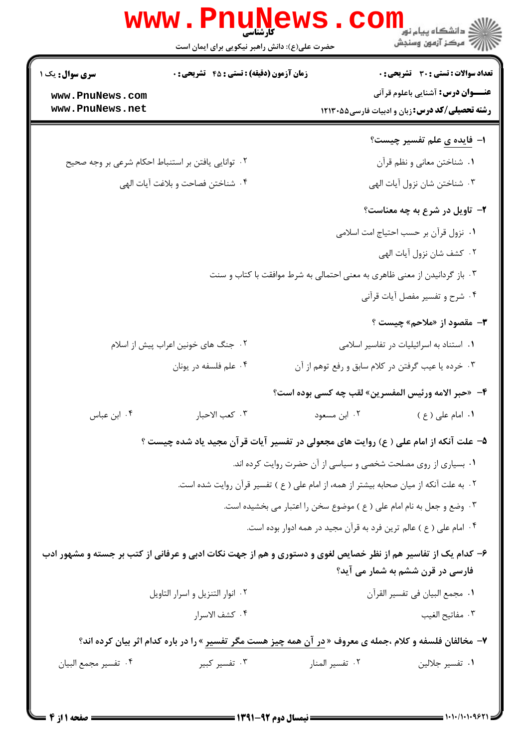**سری سوال:** یک ۱

**زمان آزمون (دقیقه) : تستی : ۴۵ تشریحی : ۰**

**تعداد سوالات : تستی : ۳۰ تشریحی : ۰**

**عنـــوان درس:** آشنایی باعلوم قرآنی

**رشته تحصیلی/کد درس:** زبان و ادبیات فارسی۱۲۱۳۰۵۵

**۱- فایده ی علم تفسیر چیست؟**

۱. شناختن معانی و نظم قرآن

۲. توانایی یافتن بر استنباط احکام شرعی بر وجه صحیح

۳. شناختن شان نزول آیات الهی

۴. شناختن فصاحت و بلاغت آیات الهی

**۲- تاویل در شرع به چه معناست؟**

۱. نزول قرآن بر حسب احتیاج امت اسلامی

۲. کشف شان نزول آیات الهی

۳. باز گردانیدن از معنی ظاهری به معنی احتمالی به شرط موافقت با کتاب و سنت

۴. شرح و تفسیر مفصل آیات قرآنی

**۳- مقصود از «ملاحم» چیست ؟**

۱. استناد به اسرائیلیات در تفاسیر اسلامی

۲. جنگ های خونین اعراب پیش از اسلام

۳. خرده یا عیب گرفتن در کلام سابق و رفع توهم از آن

۴. علم فلسفه در یونان

**۴- «حبر الامه ورئیس المفسرین» لقب چه کسی بوده است؟**

۱. امام علی ( ع )

۲. ابن مسعود

۳. کعب الاحبار

۴. ابن عباس

**۵- علت آنکه از امام علی ( ع) روایت های مجعولی در تفسیر آیات قرآن مجید یاد شده چیست ؟**

۱. بسیاری از روی مصلحت شخصی و سیاسی از آن حضرت روایت کرده اند.

۲. به علت آنکه از میان صحابه بیشتر از همه، از امام علی ( ع ) تفسیر قرآن روایت شده است.

۳. وضع و جعل به نام امام علی ( ع ) موضوع سخن را اعتبار می بخشیده است.

۴. امام علی ( ع ) عالم ترین فرد به قرآن مجید در همه ادوار بوده است.

**۶- کدام یک از تفاسیر هم از نظر خصایص لغوی و دستوری و هم از جهت نکات ادبی و عرفانی از کتب بر جسته و مشهور ادب فارسی در قرن ششم به شمار می آید؟**

۱. مجمع البیان فی تفسیر القرآن

۲. انوار التنزیل و اسرار التاویل

۳. مفاتیح الغیب

۴. کشف الاسرار

**۷- مخالفان فلسفه و کلام ،جمله ی معروف « در آن همه چیز هست مگر تفسیر » را در باره کدام اثر بیان کرده اند؟**

۱. تفسیر جلالین

۲. تفسیر المنار

۳. تفسیر کبیر

۴. تفسیر مجمع البیان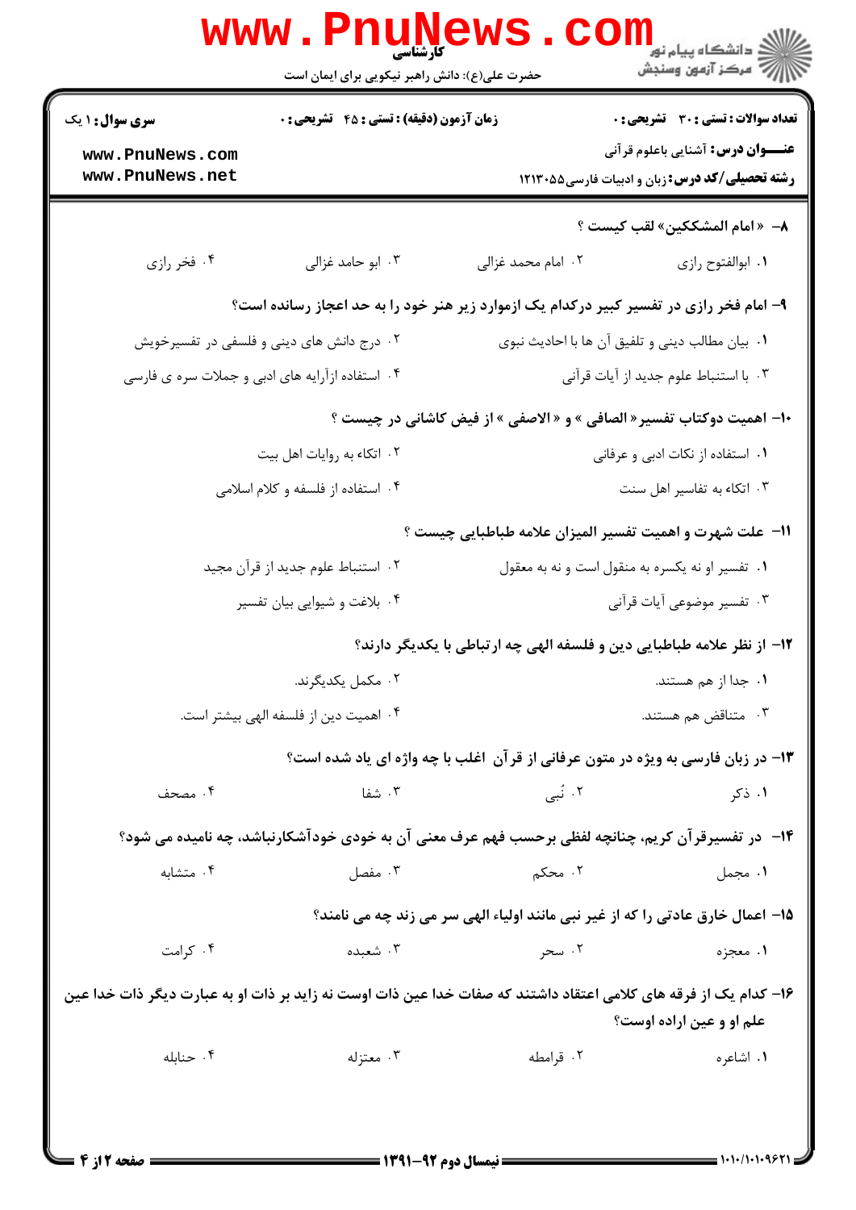۸- « امام المشککین» لقب کیست ؟

۱. ابوالفتوح رازی
۲. امام محمد غزالی
۳. ابو حامد غزالی
۴. فخر رازی

۹- امام فخر رازی در تفسیر کبیر درکدام یک ازموارد زیر هنر خود را به حد اعجاز رسانده است؟

۱. بیان مطالب دینی و تلفیق آن ها با احادیث نبوی
۲. درج دانش های دینی و فلسفی در تفسیرخویش
۳. با استنباط علوم جدید از آیات قرآنی
۴. استفاده ازآرایه های ادبی و جملات سره ی فارسی

۱۰- اهمیت دوکتاب تفسیر« الصافی » و « الاصفی » از فیض کاشانی در چیست ؟

۱. استفاده از نکات ادبی و عرفانی
۲. اتکاء به روایات اهل بیت
۳. اتکاء به تفاسیر اهل سنت
۴. استفاده از فلسفه و کلام اسلامی

۱۱- علت شهرت و اهمیت تفسیر المیزان علامه طباطبایی چیست ؟

۱. تفسیر او نه یکسره به منقول است و نه به معقول
۲. استنباط علوم جدید از قرآن مجید
۳. تفسیر موضوعی آیات قرآنی
۴. بلاغت و شیوایی بیان تفسیر

۱۲- از نظر علامه طباطبایی دین و فلسفه الهی چه ارتباطی با یکدیگر دارند؟

۱. جدا از هم هستند.
۲. مکمل یکدیگرند.
۳. متناقض هم هستند.
۴. اهمیت دین از فلسفه الهی بیشتر است.

۱۳- در زبان فارسی به ویژه در متون عرفانی از قرآن اغلب با چه واژه ای یاد شده است؟

۱. ذکر
۲. نُبی
۳. شفا
۴. مصحف

۱۴- در تفسیرقرآن کریم، چنانچه لفظی برحسب فهم عرف معنی آن به خودی خودآشکارنباشد، چه نامیده می شود؟

۱. مجمل
۲. محکم
۳. مفصل
۴. متشابه

۱۵- اعمال خارق عادتی را که از غیر نبی مانند اولیاء الهی سر می زند چه می نامند؟

۱. معجزه
۲. سحر
۳. شعبده
۴. کرامت

۱۶- کدام یک از فرقه های کلامی اعتقاد داشتند که صفات خدا عین ذات اوست نه زاید بر ذات او به عبارت دیگر ذات خدا عین علم او و عین اراده اوست؟

۱. اشاعره
۲. قرامطه
۳. معتزله
۴. حنابله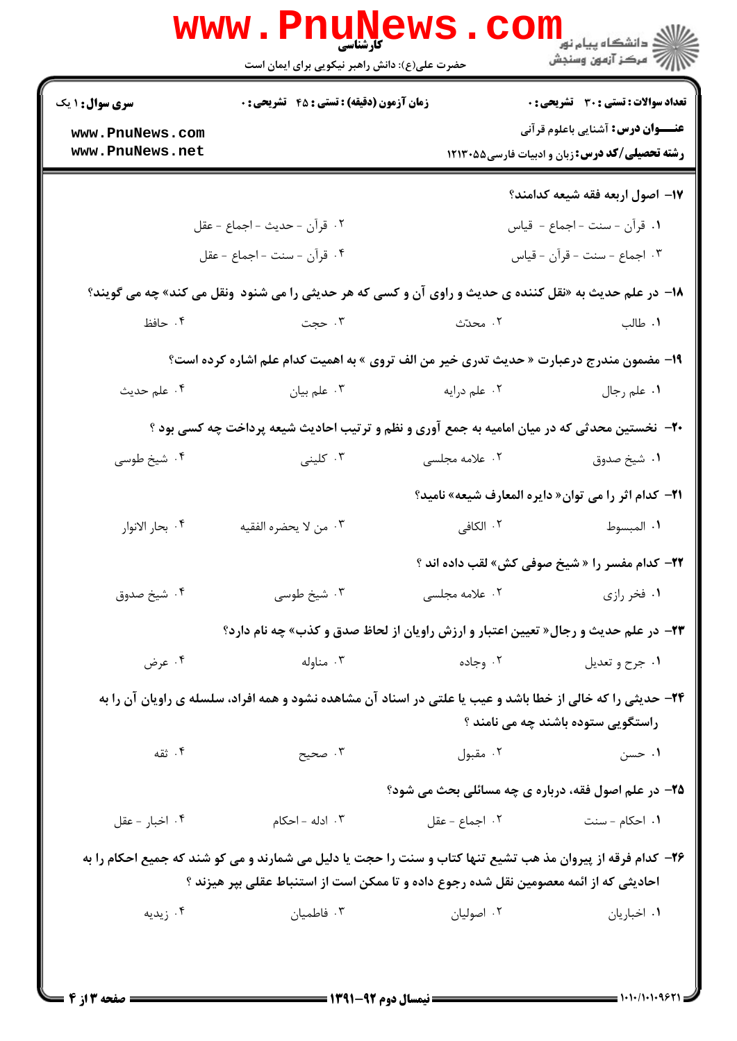**سری سوال:** ۱ یک

**زمان آزمون (دقیقه) : تستی :** ۴۵ **تشریحی :** ۰

**تعداد سوالات : تستی :** ۳۰ **تشریحی :** ۰

**عنـــوان درس:** آشنایی باعلوم قرآنی

**رشته تحصیلی/کد درس:** زبان و ادبیات فارسی۱۲۱۳۰۵۵

۱۷- اصول اربعه فقه شیعه کدامند؟

۱. قرآن - سنت - اجماع - قیاس
۲. قرآن - حدیث - اجماع - عقل
۳. اجماع - سنت - قرآن - قیاس
۴. قرآن - سنت - اجماع - عقل

۱۸- در علم حدیث به «نقل کننده ی حدیث و راوی آن و کسی که هر حدیثی را می شنود ونقل می کند» چه می گویند؟

۱. طالب
۲. محدّث
۳. حجت
۴. حافظ

۱۹- مضمون مندرج درعبارت « حدیث تدری خیر من الف تروی » به اهمیت کدام علم اشاره کرده است؟

۱. علم رجال
۲. علم درایه
۳. علم بیان
۴. علم حدیث

۲۰- نخستین محدثی که در میان امامیه به جمع آوری و نظم و ترتیب احادیث شیعه پرداخت چه کسی بود ؟

۱. شیخ صدوق
۲. علامه مجلسی
۳. کلینی
۴. شیخ طوسی

۲۱- کدام اثر را می توان« دایره المعارف شیعه» نامید؟

۱. المبسوط
۲. الکافی
۳. من لا یحضره الفقیه
۴. بحار الانوار

۲۲- کدام مفسر را « شیخ صوفی کش» لقب داده اند ؟

۱. فخر رازی
۲. علامه مجلسی
۳. شیخ طوسی
۴. شیخ صدوق

۲۳- در علم حدیث و رجال« تعیین اعتبار و ارزش راویان از لحاظ صدق و کذب» چه نام دارد؟

۱. جرح و تعدیل
۲. وجاده
۳. مناوله
۴. عرض

۲۴- حدیثی را که خالی از خطا باشد و عیب یا علتی در اسناد آن مشاهده نشود و همه افراد، سلسله ی راویان آن را به راستگویی ستوده باشند چه می نامند ؟

۱. حسن
۲. مقبول
۳. صحیح
۴. ثقه

۲۵- در علم اصول فقه، درباره ی چه مسائلی بحث می شود؟

۱. احکام - سنت
۲. اجماع - عقل
۳. ادله - احکام
۴. اخبار - عقل

۲۶- کدام فرقه از پیروان مذ هب تشیع تنها کتاب و سنت را حجت یا دلیل می شمارند و می کو شند که جمیع احکام را به احادیثی که از ائمه معصومین نقل شده رجوع داده و تا ممکن است از استنباط عقلی پر هیزند ؟

۱. اخباریان
۲. اصولیان
۳. فاطمیان
۴. زیدیه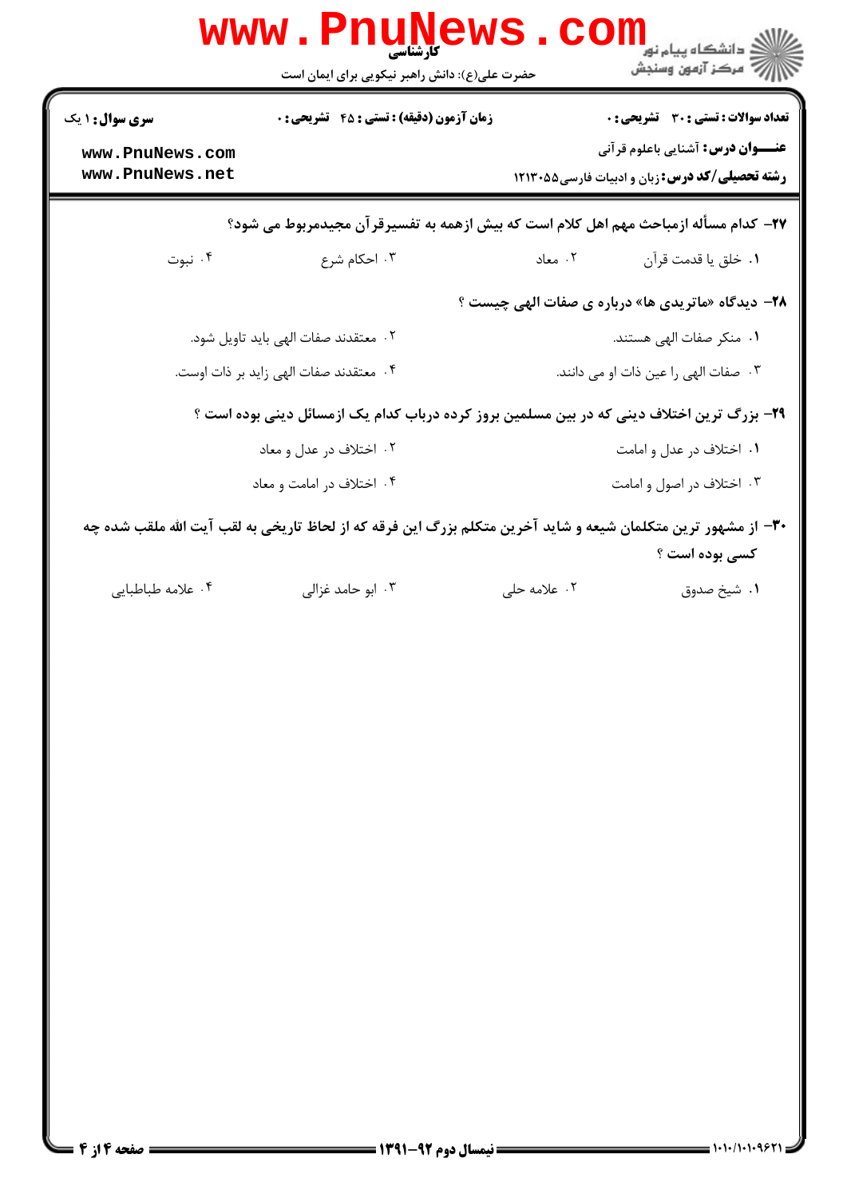**۲۷- کدام مسأله ازمباحث مهم اهل کلام است که بیش ازهمه به تفسیرقرآن مجیدمربوط می شود؟**

۱. خلق یا قدمت قرآن

۲. معاد

۳. احکام شرع

۴. نبوت

**۲۸- دیدگاه «ماتریدی ها» درباره ی صفات الهی چیست ؟**

۱. منکر صفات الهی هستند.

۲. معتقدند صفات الهی باید تاویل شود.

۳. صفات الهی را عین ذات او می دانند.

۴. معتقدند صفات الهی زاید بر ذات اوست.

**۲۹- بزرگ ترین اختلاف دینی که در بین مسلمین بروز کرده درباب کدام یک ازمسائل دینی بوده است ؟**

۱. اختلاف در عدل و امامت

۲. اختلاف در عدل و معاد

۳. اختلاف در اصول و امامت

۴. اختلاف در امامت و معاد

**۳۰- از مشهور ترین متکلمان شیعه و شاید آخرین متکلم بزرگ این فرقه که از لحاظ تاریخی به لقب آیت الله ملقب شده چه کسی بوده است ؟**

۱. شیخ صدوق

۲. علامه حلی

۳. ابو حامد غزالی

۴. علامه طباطبایی